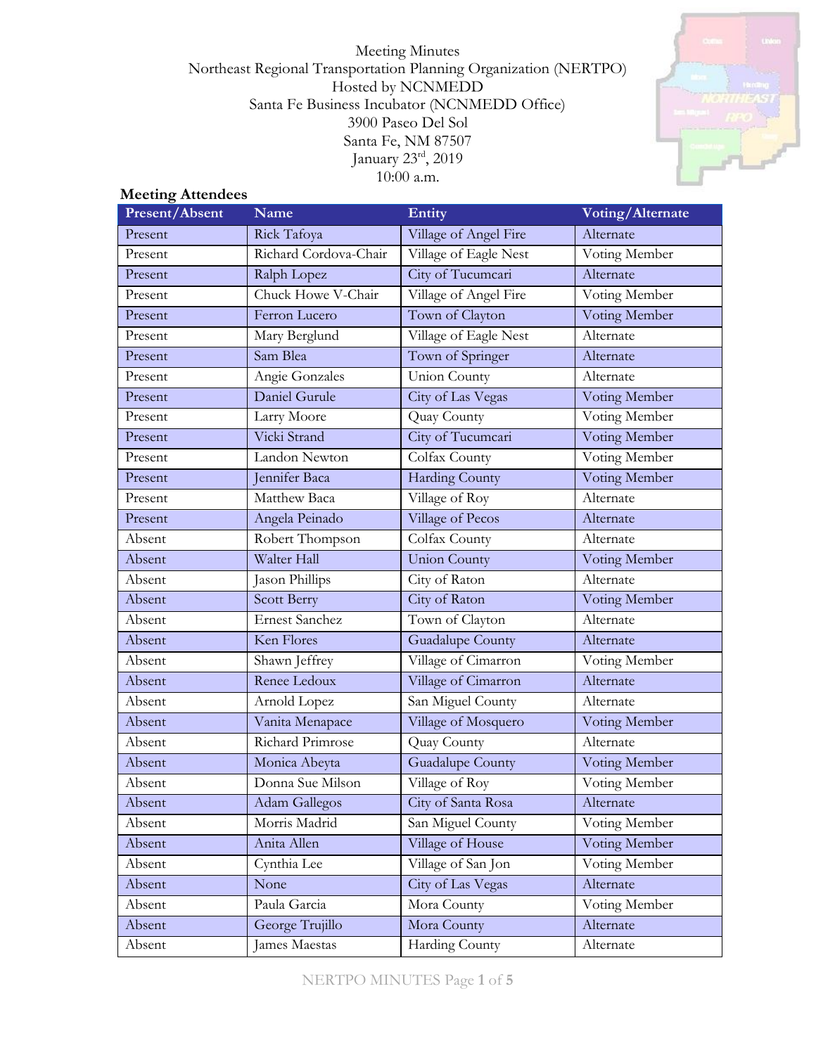Meeting Minutes
Northeast Regional Transportation Planning Organization (NERTPO)
Hosted by NCNMEDD
Santa Fe Business Incubator (NCNMEDD Office)
3900 Paseo Del Sol
Santa Fe, NM 87507
January 23rd, 2019
10:00 a.m.

**Meeting Attendees**

| Present/Absent | Name | Entity | Voting/Alternate |
|---|---|---|---|
| Present | Rick Tafoya | Village of Angel Fire | Alternate |
| Present | Richard Cordova-Chair | Village of Eagle Nest | Voting Member |
| Present | Ralph Lopez | City of Tucumcari | Alternate |
| Present | Chuck Howe V-Chair | Village of Angel Fire | Voting Member |
| Present | Ferron Lucero | Town of Clayton | Voting Member |
| Present | Mary Berglund | Village of Eagle Nest | Alternate |
| Present | Sam Blea | Town of Springer | Alternate |
| Present | Angie Gonzales | Union County | Alternate |
| Present | Daniel Gurule | City of Las Vegas | Voting Member |
| Present | Larry Moore | Quay County | Voting Member |
| Present | Vicki Strand | City of Tucumcari | Voting Member |
| Present | Landon Newton | Colfax County | Voting Member |
| Present | Jennifer Baca | Harding County | Voting Member |
| Present | Matthew Baca | Village of Roy | Alternate |
| Present | Angela Peinado | Village of Pecos | Alternate |
| Absent | Robert Thompson | Colfax County | Alternate |
| Absent | Walter Hall | Union County | Voting Member |
| Absent | Jason Phillips | City of Raton | Alternate |
| Absent | Scott Berry | City of Raton | Voting Member |
| Absent | Ernest Sanchez | Town of Clayton | Alternate |
| Absent | Ken Flores | Guadalupe County | Alternate |
| Absent | Shawn Jeffrey | Village of Cimarron | Voting Member |
| Absent | Renee Ledoux | Village of Cimarron | Alternate |
| Absent | Arnold Lopez | San Miguel County | Alternate |
| Absent | Vanita Menapace | Village of Mosquero | Voting Member |
| Absent | Richard Primrose | Quay County | Alternate |
| Absent | Monica Abeyta | Guadalupe County | Voting Member |
| Absent | Donna Sue Milson | Village of Roy | Voting Member |
| Absent | Adam Gallegos | City of Santa Rosa | Alternate |
| Absent | Morris Madrid | San Miguel County | Voting Member |
| Absent | Anita Allen | Village of House | Voting Member |
| Absent | Cynthia Lee | Village of San Jon | Voting Member |
| Absent | None | City of Las Vegas | Alternate |
| Absent | Paula Garcia | Mora County | Voting Member |
| Absent | George Trujillo | Mora County | Alternate |
| Absent | James Maestas | Harding County | Alternate |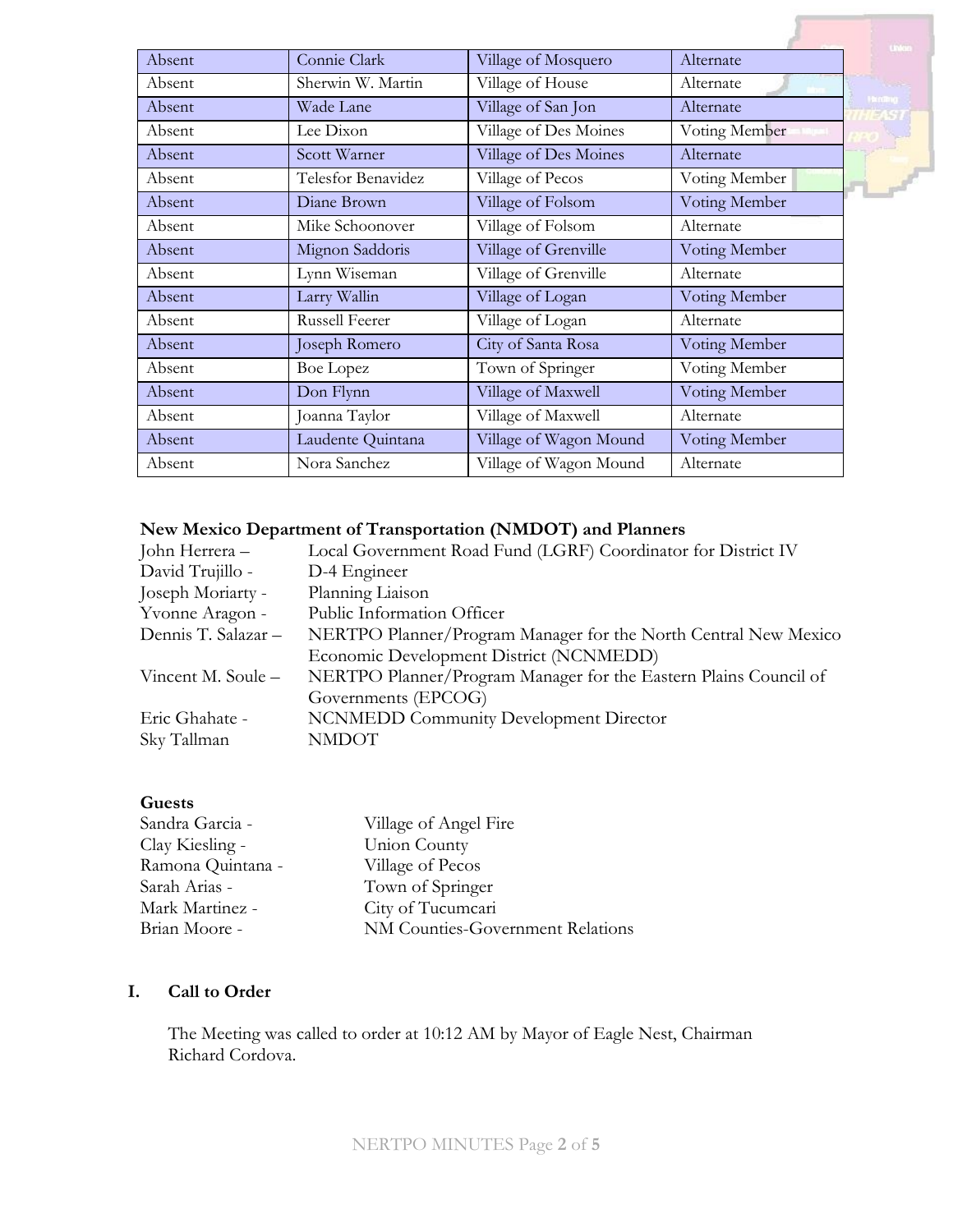| Absent | Connie Clark | Village of Mosquero | Alternate |
|---|---|---|---|
| Absent | Sherwin W. Martin | Village of House | Alternate |
| Absent | Wade Lane | Village of San Jon | Alternate |
| Absent | Lee Dixon | Village of Des Moines | Voting Member |
| Absent | Scott Warner | Village of Des Moines | Alternate |
| Absent | Telesfor Benavidez | Village of Pecos | Voting Member |
| Absent | Diane Brown | Village of Folsom | Voting Member |
| Absent | Mike Schoonover | Village of Folsom | Alternate |
| Absent | Mignon Saddoris | Village of Grenville | Voting Member |
| Absent | Lynn Wiseman | Village of Grenville | Alternate |
| Absent | Larry Wallin | Village of Logan | Voting Member |
| Absent | Russell Feerer | Village of Logan | Alternate |
| Absent | Joseph Romero | City of Santa Rosa | Voting Member |
| Absent | Boe Lopez | Town of Springer | Voting Member |
| Absent | Don Flynn | Village of Maxwell | Voting Member |
| Absent | Joanna Taylor | Village of Maxwell | Alternate |
| Absent | Laudente Quintana | Village of Wagon Mound | Voting Member |
| Absent | Nora Sanchez | Village of Wagon Mound | Alternate |

**New Mexico Department of Transportation (NMDOT) and Planners**

John Herrera – Local Government Road Fund (LGRF) Coordinator for District IV
David Trujillo - D-4 Engineer
Joseph Moriarty - Planning Liaison
Yvonne Aragon - Public Information Officer
Dennis T. Salazar – NERTPO Planner/Program Manager for the North Central New Mexico Economic Development District (NCNMEDD)
Vincent M. Soule – NERTPO Planner/Program Manager for the Eastern Plains Council of Governments (EPCOG)
Eric Ghahate - NCNMEDD Community Development Director
Sky Tallman NMDOT

**Guests**

Sandra Garcia - Village of Angel Fire
Clay Kiesling - Union County
Ramona Quintana - Village of Pecos
Sarah Arias - Town of Springer
Mark Martinez - City of Tucumcari
Brian Moore - NM Counties-Government Relations

## I. Call to Order

The Meeting was called to order at 10:12 AM by Mayor of Eagle Nest, Chairman Richard Cordova.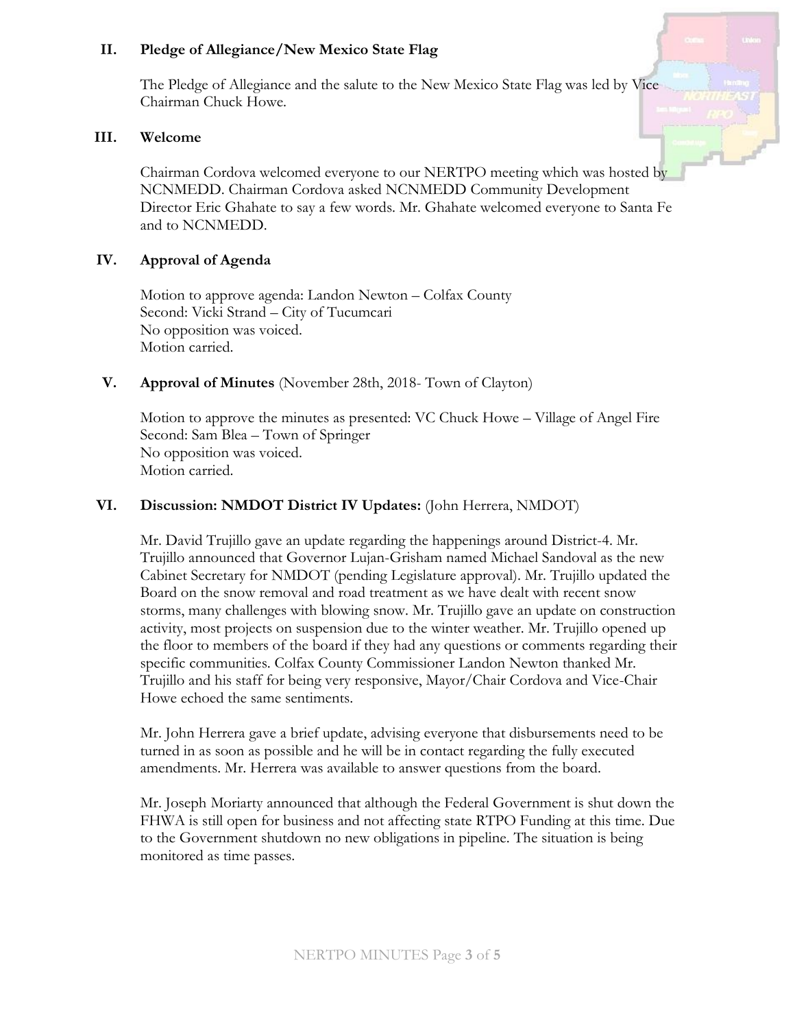## II. Pledge of Allegiance/New Mexico State Flag

The Pledge of Allegiance and the salute to the New Mexico State Flag was led by Vice Chairman Chuck Howe.

## III. Welcome

Chairman Cordova welcomed everyone to our NERTPO meeting which was hosted by NCNMEDD. Chairman Cordova asked NCNMEDD Community Development Director Eric Ghahate to say a few words. Mr. Ghahate welcomed everyone to Santa Fe and to NCNMEDD.

## IV. Approval of Agenda

Motion to approve agenda: Landon Newton – Colfax County
Second: Vicki Strand – City of Tucumcari
No opposition was voiced.
Motion carried.

## V. Approval of Minutes (November 28th, 2018- Town of Clayton)

Motion to approve the minutes as presented: VC Chuck Howe – Village of Angel Fire
Second: Sam Blea – Town of Springer
No opposition was voiced.
Motion carried.

## VI. Discussion: NMDOT District IV Updates: (John Herrera, NMDOT)

Mr. David Trujillo gave an update regarding the happenings around District-4. Mr. Trujillo announced that Governor Lujan-Grisham named Michael Sandoval as the new Cabinet Secretary for NMDOT (pending Legislature approval). Mr. Trujillo updated the Board on the snow removal and road treatment as we have dealt with recent snow storms, many challenges with blowing snow. Mr. Trujillo gave an update on construction activity, most projects on suspension due to the winter weather. Mr. Trujillo opened up the floor to members of the board if they had any questions or comments regarding their specific communities. Colfax County Commissioner Landon Newton thanked Mr. Trujillo and his staff for being very responsive, Mayor/Chair Cordova and Vice-Chair Howe echoed the same sentiments.

Mr. John Herrera gave a brief update, advising everyone that disbursements need to be turned in as soon as possible and he will be in contact regarding the fully executed amendments. Mr. Herrera was available to answer questions from the board.

Mr. Joseph Moriarty announced that although the Federal Government is shut down the FHWA is still open for business and not affecting state RTPO Funding at this time. Due to the Government shutdown no new obligations in pipeline. The situation is being monitored as time passes.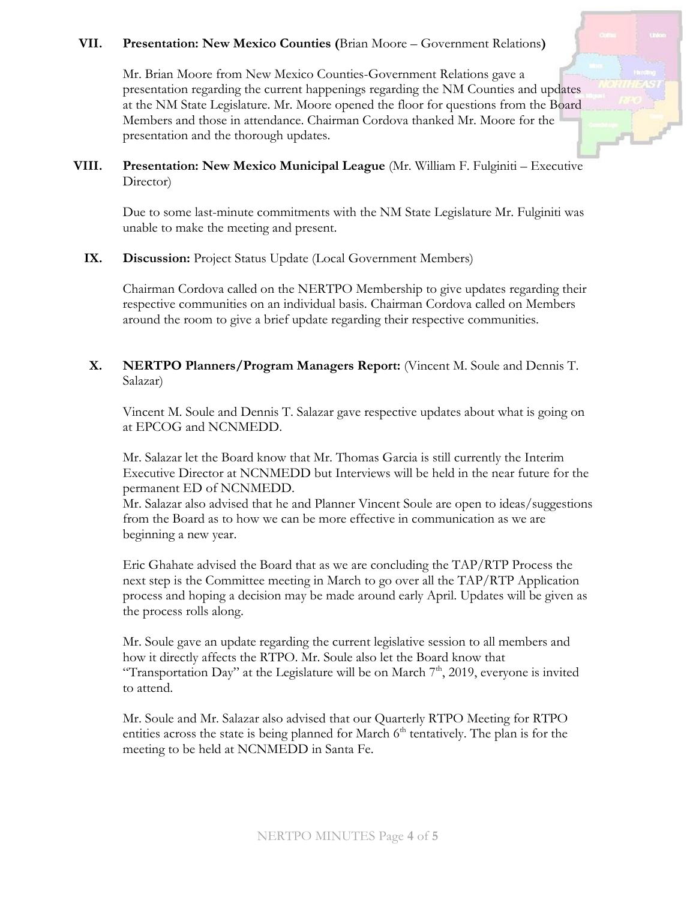## VII. **Presentation: New Mexico Counties (**Brian Moore – Government Relations**)**

Mr. Brian Moore from New Mexico Counties-Government Relations gave a presentation regarding the current happenings regarding the NM Counties and updates at the NM State Legislature. Mr. Moore opened the floor for questions from the Board Members and those in attendance. Chairman Cordova thanked Mr. Moore for the presentation and the thorough updates.

## VIII. **Presentation: New Mexico Municipal League** (Mr. William F. Fulginiti – Executive Director)

Due to some last-minute commitments with the NM State Legislature Mr. Fulginiti was unable to make the meeting and present.

## IX. **Discussion:** Project Status Update (Local Government Members)

Chairman Cordova called on the NERTPO Membership to give updates regarding their respective communities on an individual basis. Chairman Cordova called on Members around the room to give a brief update regarding their respective communities.

## X. **NERTPO Planners/Program Managers Report:** (Vincent M. Soule and Dennis T. Salazar)

Vincent M. Soule and Dennis T. Salazar gave respective updates about what is going on at EPCOG and NCNMEDD.

Mr. Salazar let the Board know that Mr. Thomas Garcia is still currently the Interim Executive Director at NCNMEDD but Interviews will be held in the near future for the permanent ED of NCNMEDD.
Mr. Salazar also advised that he and Planner Vincent Soule are open to ideas/suggestions from the Board as to how we can be more effective in communication as we are beginning a new year.

Eric Ghahate advised the Board that as we are concluding the TAP/RTP Process the next step is the Committee meeting in March to go over all the TAP/RTP Application process and hoping a decision may be made around early April. Updates will be given as the process rolls along.

Mr. Soule gave an update regarding the current legislative session to all members and how it directly affects the RTPO. Mr. Soule also let the Board know that "Transportation Day" at the Legislature will be on March 7th, 2019, everyone is invited to attend.

Mr. Soule and Mr. Salazar also advised that our Quarterly RTPO Meeting for RTPO entities across the state is being planned for March 6th tentatively. The plan is for the meeting to be held at NCNMEDD in Santa Fe.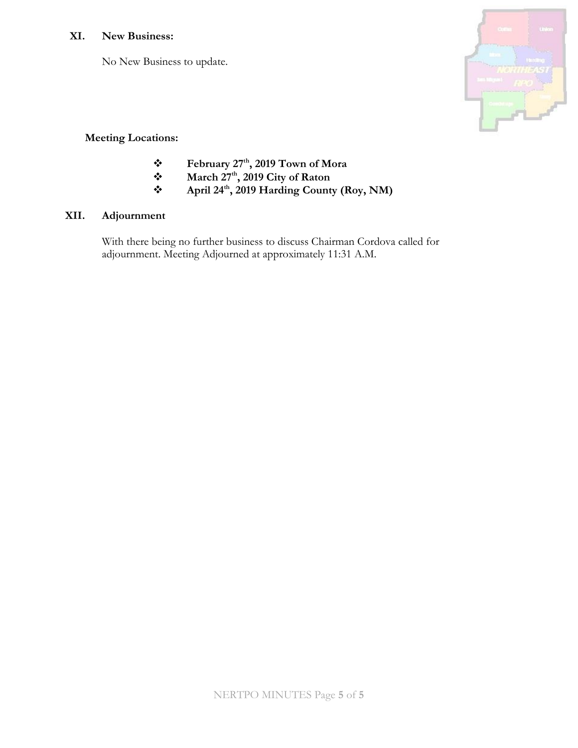## XI. New Business:

No New Business to update.

**Meeting Locations:**

- **February 27th, 2019 Town of Mora**
- **March 27th, 2019 City of Raton**
- **April 24th, 2019 Harding County (Roy, NM)**

## XII. Adjournment

With there being no further business to discuss Chairman Cordova called for adjournment. Meeting Adjourned at approximately 11:31 A.M.